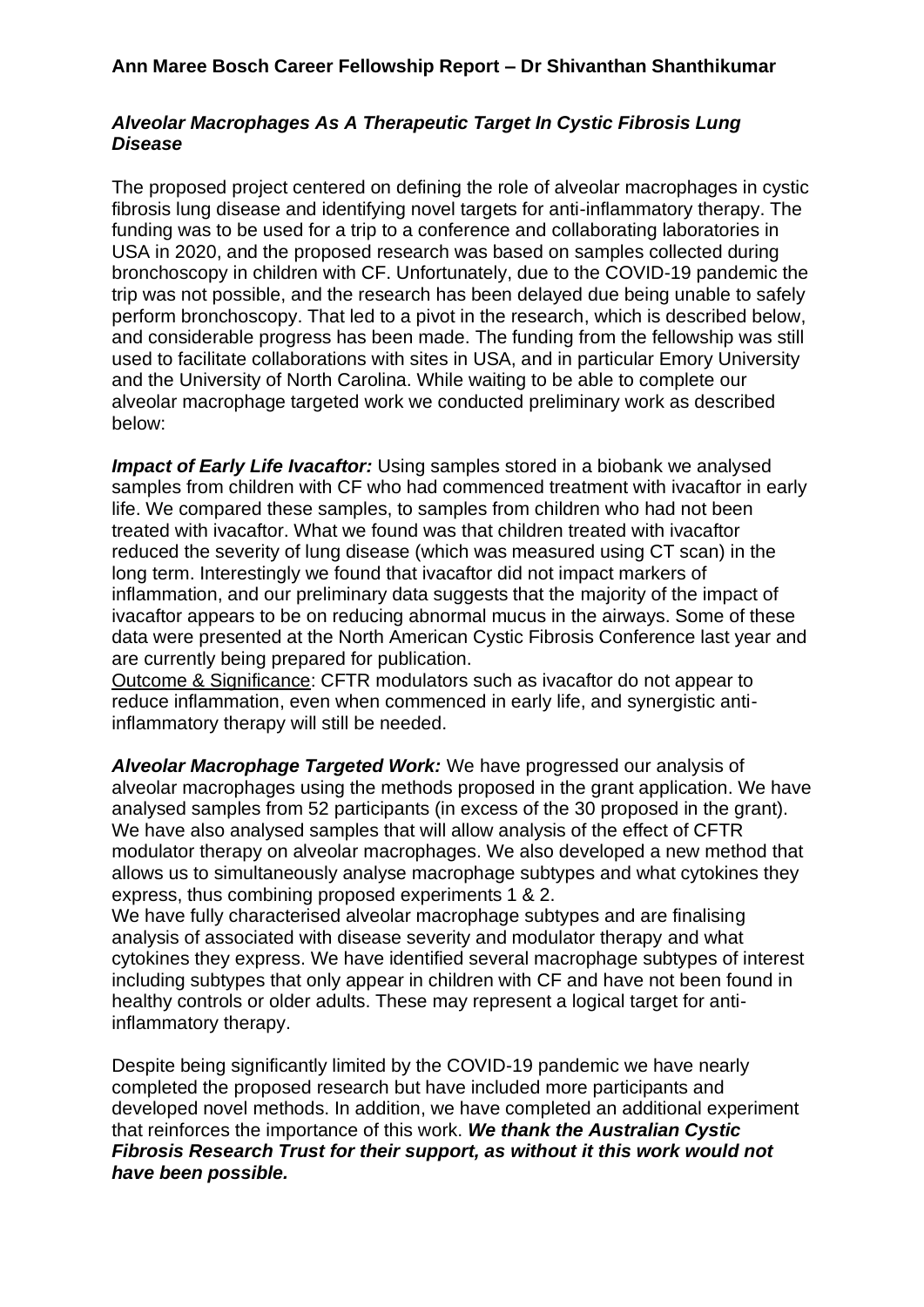## Ann Maree Bosch Career Fellowship Report – Dr Shivanthan Shanthikumar

### *Alveolar Macrophages As A Therapeutic Target In Cystic Fibrosis Lung Disease*

The proposed project centered on defining the role of alveolar macrophages in cystic fibrosis lung disease and identifying novel targets for anti-inflammatory therapy. The funding was to be used for a trip to a conference and collaborating laboratories in USA in 2020, and the proposed research was based on samples collected during bronchoscopy in children with CF. Unfortunately, due to the COVID-19 pandemic the trip was not possible, and the research has been delayed due being unable to safely perform bronchoscopy. That led to a pivot in the research, which is described below, and considerable progress has been made. The funding from the fellowship was still used to facilitate collaborations with sites in USA, and in particular Emory University and the University of North Carolina. While waiting to be able to complete our alveolar macrophage targeted work we conducted preliminary work as described below:

***Impact of Early Life Ivacaftor:*** Using samples stored in a biobank we analysed samples from children with CF who had commenced treatment with ivacaftor in early life. We compared these samples, to samples from children who had not been treated with ivacaftor. What we found was that children treated with ivacaftor reduced the severity of lung disease (which was measured using CT scan) in the long term. Interestingly we found that ivacaftor did not impact markers of inflammation, and our preliminary data suggests that the majority of the impact of ivacaftor appears to be on reducing abnormal mucus in the airways. Some of these data were presented at the North American Cystic Fibrosis Conference last year and are currently being prepared for publication.
<u>Outcome & Significance</u>: CFTR modulators such as ivacaftor do not appear to reduce inflammation, even when commenced in early life, and synergistic anti-inflammatory therapy will still be needed.

***Alveolar Macrophage Targeted Work:*** We have progressed our analysis of alveolar macrophages using the methods proposed in the grant application. We have analysed samples from 52 participants (in excess of the 30 proposed in the grant). We have also analysed samples that will allow analysis of the effect of CFTR modulator therapy on alveolar macrophages. We also developed a new method that allows us to simultaneously analyse macrophage subtypes and what cytokines they express, thus combining proposed experiments 1 & 2.
We have fully characterised alveolar macrophage subtypes and are finalising analysis of associated with disease severity and modulator therapy and what cytokines they express. We have identified several macrophage subtypes of interest including subtypes that only appear in children with CF and have not been found in healthy controls or older adults. These may represent a logical target for anti-inflammatory therapy.

Despite being significantly limited by the COVID-19 pandemic we have nearly completed the proposed research but have included more participants and developed novel methods. In addition, we have completed an additional experiment that reinforces the importance of this work. ***We thank the Australian Cystic Fibrosis Research Trust for their support, as without it this work would not have been possible.***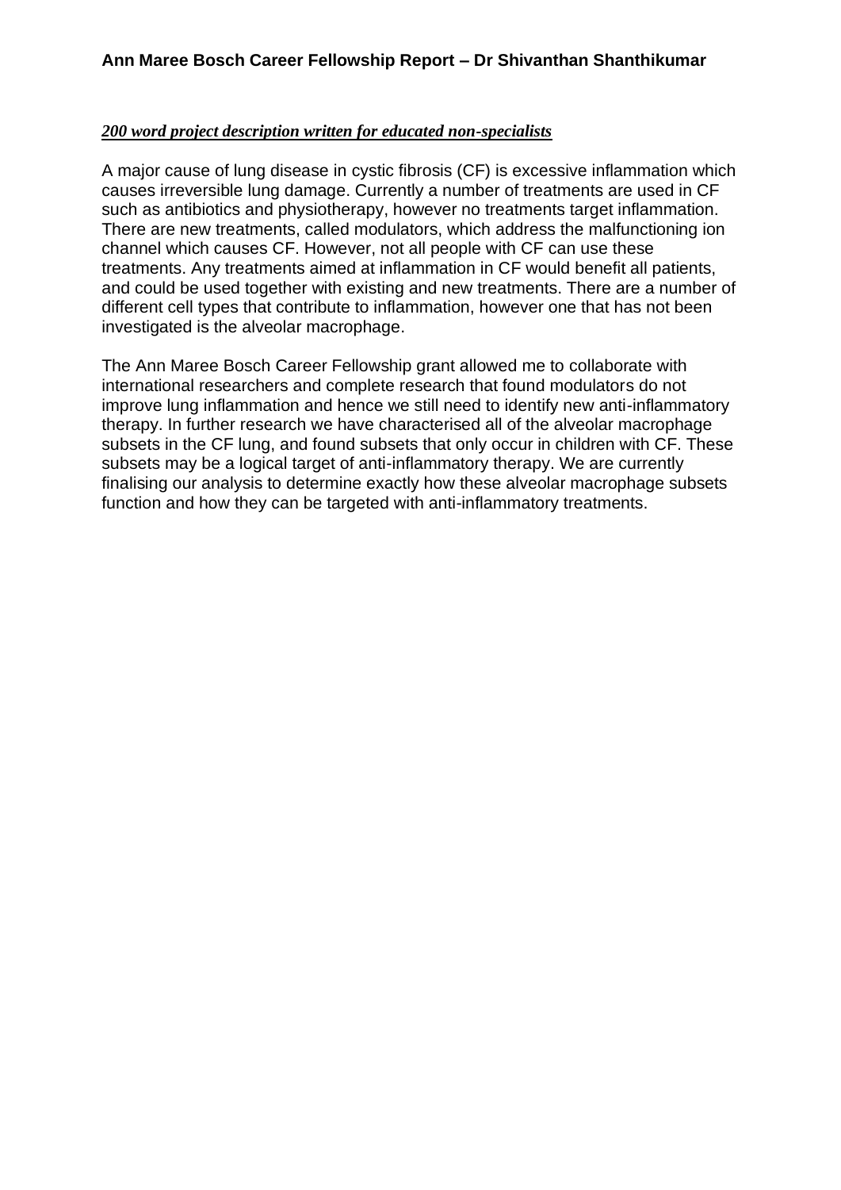## Ann Maree Bosch Career Fellowship Report – Dr Shivanthan Shanthikumar

***200 word project description written for educated non-specialists***

A major cause of lung disease in cystic fibrosis (CF) is excessive inflammation which causes irreversible lung damage. Currently a number of treatments are used in CF such as antibiotics and physiotherapy, however no treatments target inflammation. There are new treatments, called modulators, which address the malfunctioning ion channel which causes CF. However, not all people with CF can use these treatments. Any treatments aimed at inflammation in CF would benefit all patients, and could be used together with existing and new treatments. There are a number of different cell types that contribute to inflammation, however one that has not been investigated is the alveolar macrophage.

The Ann Maree Bosch Career Fellowship grant allowed me to collaborate with international researchers and complete research that found modulators do not improve lung inflammation and hence we still need to identify new anti-inflammatory therapy. In further research we have characterised all of the alveolar macrophage subsets in the CF lung, and found subsets that only occur in children with CF. These subsets may be a logical target of anti-inflammatory therapy. We are currently finalising our analysis to determine exactly how these alveolar macrophage subsets function and how they can be targeted with anti-inflammatory treatments.